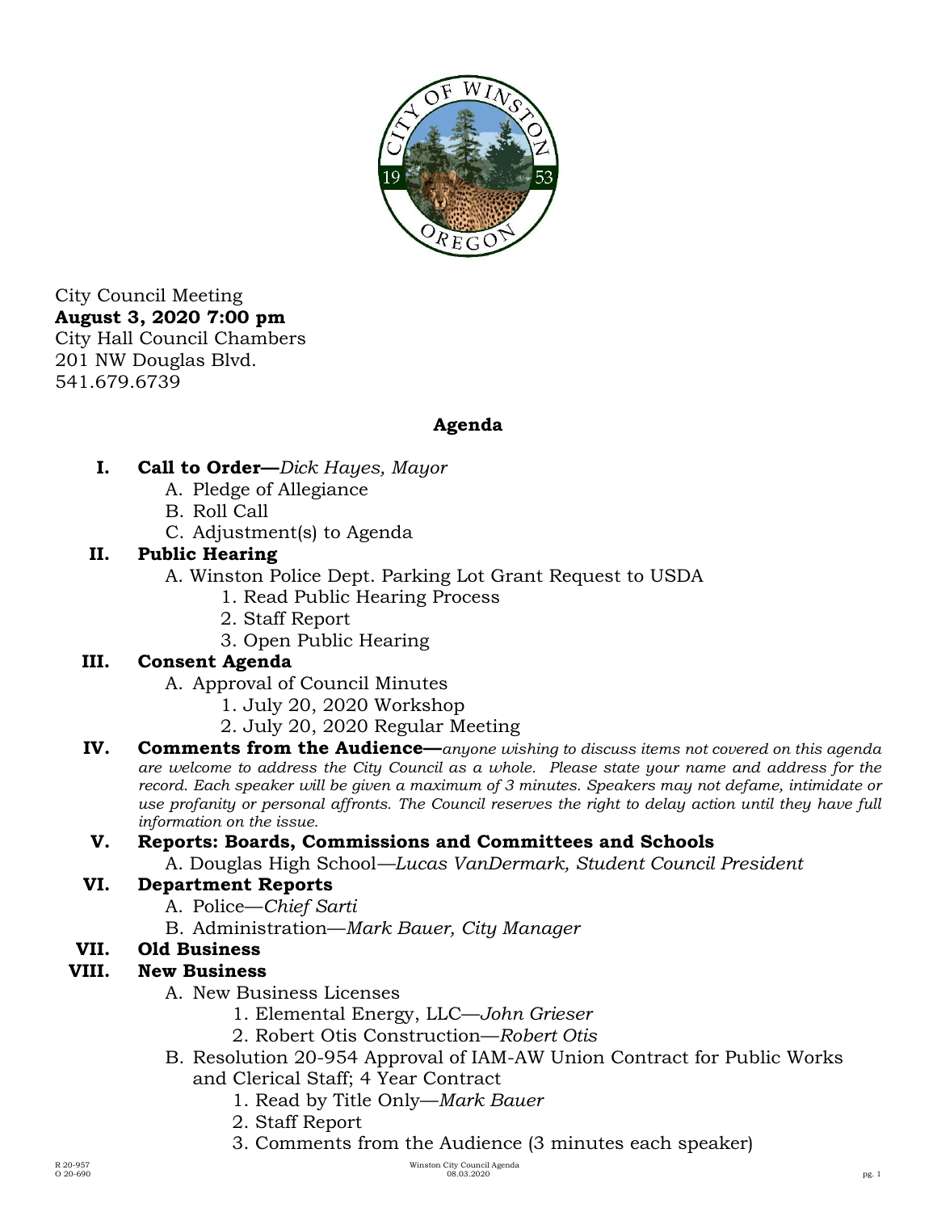City Council Meeting
**August 3, 2020 7:00 pm**
City Hall Council Chambers
201 NW Douglas Blvd.
541.679.6739

## Agenda

**I. Call to Order—*Dick Hayes, Mayor***
- A. Pledge of Allegiance
- B. Roll Call
- C. Adjustment(s) to Agenda

**II. Public Hearing**
- A. Winston Police Dept. Parking Lot Grant Request to USDA
  1. Read Public Hearing Process
  2. Staff Report
  3. Open Public Hearing

**III. Consent Agenda**
- A. Approval of Council Minutes
  1. July 20, 2020 Workshop
  2. July 20, 2020 Regular Meeting

**IV. Comments from the Audience—***anyone wishing to discuss items not covered on this agenda are welcome to address the City Council as a whole. Please state your name and address for the record. Each speaker will be given a maximum of 3 minutes. Speakers may not defame, intimidate or use profanity or personal affronts. The Council reserves the right to delay action until they have full information on the issue.*

**V. Reports: Boards, Commissions and Committees and Schools**
- A. Douglas High School—*Lucas VanDermark, Student Council President*

**VI. Department Reports**
- A. Police—*Chief Sarti*
- B. Administration—*Mark Bauer, City Manager*

**VII. Old Business**

**VIII. New Business**
- A. New Business Licenses
  1. Elemental Energy, LLC—*John Grieser*
  2. Robert Otis Construction—*Robert Otis*
- B. Resolution 20-954 Approval of IAM-AW Union Contract for Public Works and Clerical Staff; 4 Year Contract
  1. Read by Title Only—*Mark Bauer*
  2. Staff Report
  3. Comments from the Audience (3 minutes each speaker)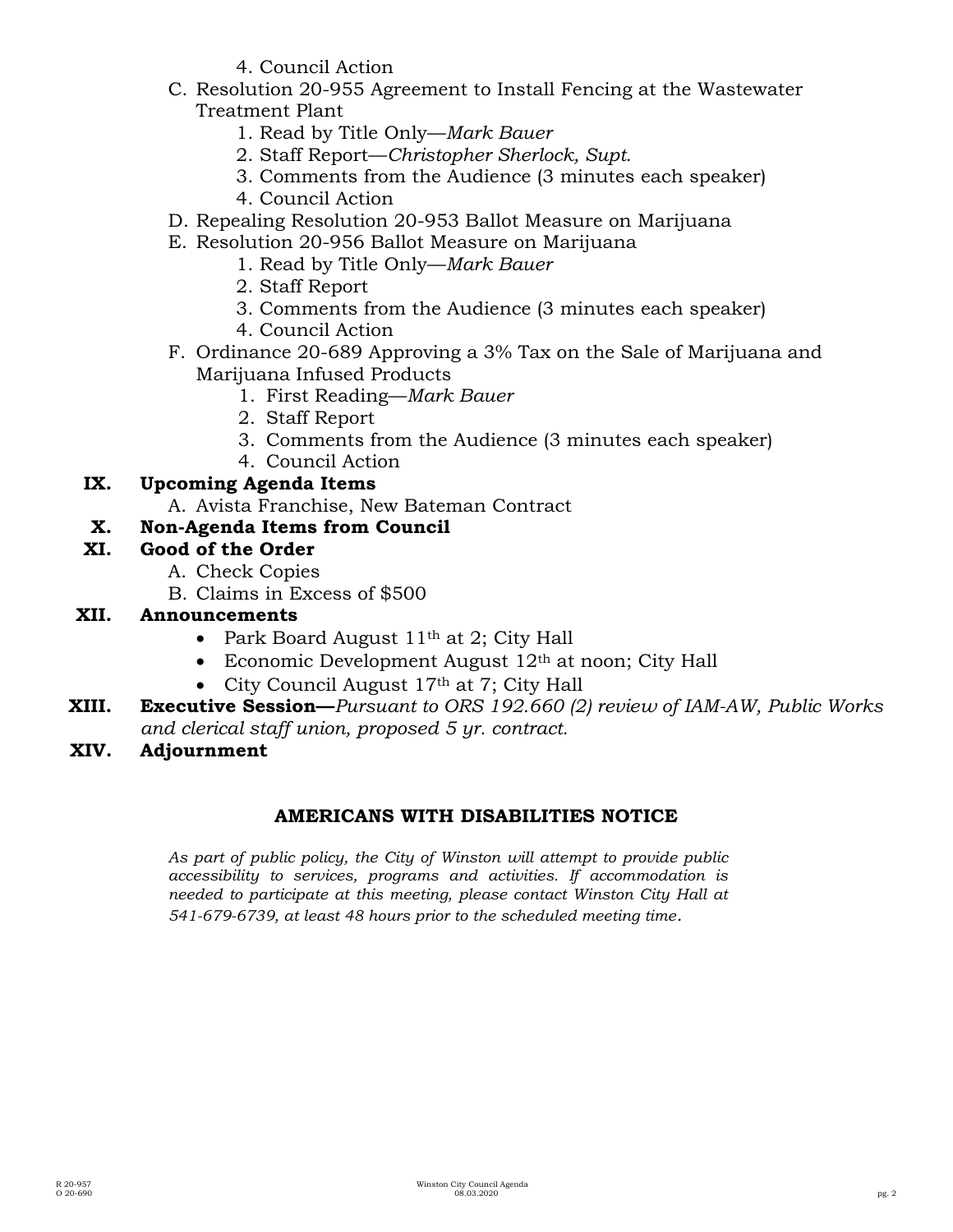4. Council Action

C. Resolution 20-955 Agreement to Install Fencing at the Wastewater Treatment Plant
    1. Read by Title Only—*Mark Bauer*
    2. Staff Report—*Christopher Sherlock, Supt.*
    3. Comments from the Audience (3 minutes each speaker)
    4. Council Action

D. Repealing Resolution 20-953 Ballot Measure on Marijuana

E. Resolution 20-956 Ballot Measure on Marijuana
    1. Read by Title Only—*Mark Bauer*
    2. Staff Report
    3. Comments from the Audience (3 minutes each speaker)
    4. Council Action

F. Ordinance 20-689 Approving a 3% Tax on the Sale of Marijuana and Marijuana Infused Products
    1. First Reading—*Mark Bauer*
    2. Staff Report
    3. Comments from the Audience (3 minutes each speaker)
    4. Council Action

**IX. Upcoming Agenda Items**

A. Avista Franchise, New Bateman Contract

**X. Non-Agenda Items from Council**

**XI. Good of the Order**

A. Check Copies

B. Claims in Excess of $500

**XII. Announcements**

- Park Board August 11th at 2; City Hall
- Economic Development August 12th at noon; City Hall
- City Council August 17th at 7; City Hall

**XIII. Executive Session—***Pursuant to ORS 192.660 (2) review of IAM-AW, Public Works and clerical staff union, proposed 5 yr. contract.*

**XIV. Adjournment**

**AMERICANS WITH DISABILITIES NOTICE**

*As part of public policy, the City of Winston will attempt to provide public accessibility to services, programs and activities. If accommodation is needed to participate at this meeting, please contact Winston City Hall at 541-679-6739, at least 48 hours prior to the scheduled meeting time.*